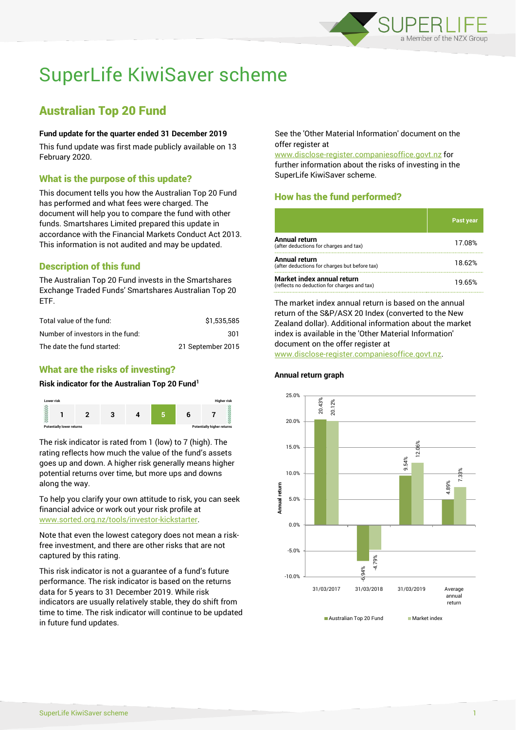# SuperLife KiwiSaver scheme

## Australian Top 20 Fund

**Fund update for the quarter ended 31 December 2019**

This fund update was first made publicly available on 13 February 2020.

### What is the purpose of this update?

This document tells you how the Australian Top 20 Fund has performed and what fees were charged. The document will help you to compare the fund with other funds. Smartshares Limited prepared this update in accordance with the Financial Markets Conduct Act 2013. This information is not audited and may be updated.

### Description of this fund

The Australian Top 20 Fund invests in the Smartshares Exchange Traded Funds' Smartshares Australian Top 20 ETF.

| | |
|---|---|
| Total value of the fund: | $1,535,585 |
| Number of investors in the fund: | 301 |
| The date the fund started: | 21 September 2015 |

### What are the risks of investing?

**Risk indicator for the Australian Top 20 Fund[1]**

| Lower risk | | | | | | Higher risk |
|---|---|---|---|---|---|---|
| 1 | 2 | 3 | 4 | **5** | 6 | 7 |
| Potentially lower returns | | | | | | Potentially higher returns |

The risk indicator is rated from 1 (low) to 7 (high). The rating reflects how much the value of the fund's assets goes up and down. A higher risk generally means higher potential returns over time, but more ups and downs along the way.

To help you clarify your own attitude to risk, you can seek financial advice or work out your risk profile at www.sorted.org.nz/tools/investor-kickstarter.

Note that even the lowest category does not mean a risk-free investment, and there are other risks that are not captured by this rating.

This risk indicator is not a guarantee of a fund's future performance. The risk indicator is based on the returns data for 5 years to 31 December 2019. While risk indicators are usually relatively stable, they do shift from time to time. The risk indicator will continue to be updated in future fund updates.

See the 'Other Material Information' document on the offer register at www.disclose-register.companiesoffice.govt.nz for further information about the risks of investing in the SuperLife KiwiSaver scheme.

### How has the fund performed?

| | Past year |
|---|---|
| **Annual return** (after deductions for charges and tax) | 17.08% |
| **Annual return** (after deductions for charges but before tax) | 18.62% |
| **Market index annual return** (reflects no deduction for charges and tax) | 19.65% |

The market index annual return is based on the annual return of the S&P/ASX 20 Index (converted to the New Zealand dollar). Additional information about the market index is available in the 'Other Material Information' document on the offer register at www.disclose-register.companiesoffice.govt.nz.

**Annual return graph**

| | Australian Top 20 Fund | Market index |
|---|---|---|
| 31/03/2017 | 20.43% | 20.12% |
| 31/03/2018 | -6.94% | -4.79% |
| 31/03/2019 | 9.54% | 12.06% |
| Average annual return | 4.89% | 7.33% |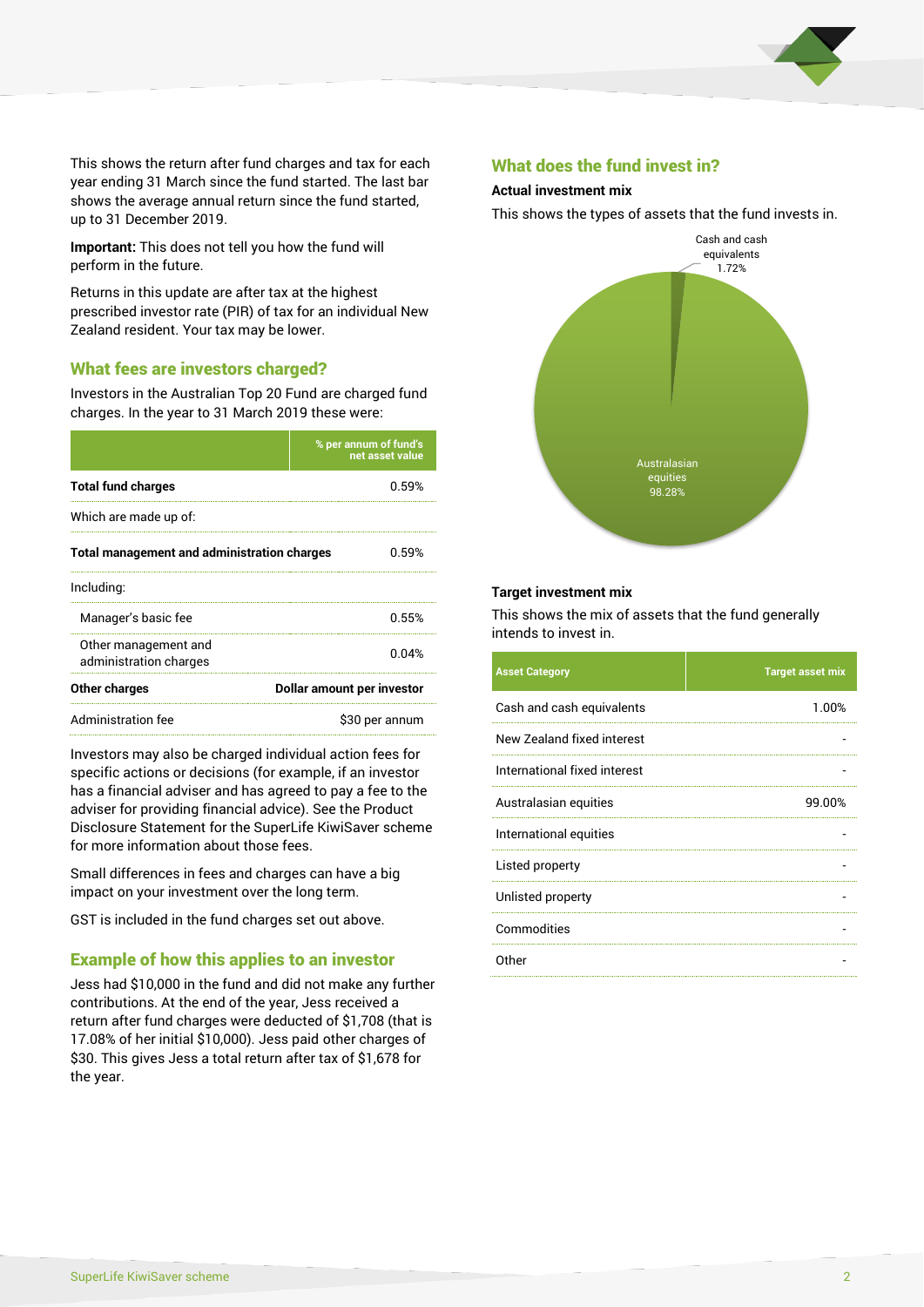This shows the return after fund charges and tax for each year ending 31 March since the fund started. The last bar shows the average annual return since the fund started, up to 31 December 2019.

**Important:** This does not tell you how the fund will perform in the future.

Returns in this update are after tax at the highest prescribed investor rate (PIR) of tax for an individual New Zealand resident. Your tax may be lower.

## What fees are investors charged?

Investors in the Australian Top 20 Fund are charged fund charges. In the year to 31 March 2019 these were:

| | % per annum of fund's net asset value |
|---|---|
| **Total fund charges** | 0.59% |
| Which are made up of: | |
| **Total management and administration charges** | 0.59% |
| Including: | |
| Manager's basic fee | 0.55% |
| Other management and administration charges | 0.04% |
| **Other charges** | **Dollar amount per investor** |
| Administration fee | $30 per annum |

Investors may also be charged individual action fees for specific actions or decisions (for example, if an investor has a financial adviser and has agreed to pay a fee to the adviser for providing financial advice). See the Product Disclosure Statement for the SuperLife KiwiSaver scheme for more information about those fees.

Small differences in fees and charges can have a big impact on your investment over the long term.

GST is included in the fund charges set out above.

## Example of how this applies to an investor

Jess had $10,000 in the fund and did not make any further contributions. At the end of the year, Jess received a return after fund charges were deducted of $1,708 (that is 17.08% of her initial $10,000). Jess paid other charges of $30. This gives Jess a total return after tax of $1,678 for the year.

## What does the fund invest in?

### Actual investment mix

This shows the types of assets that the fund invests in.

Cash and cash equivalents 1.72%

Australasian equities 98.28%

### Target investment mix

This shows the mix of assets that the fund generally intends to invest in.

| Asset Category | Target asset mix |
|---|---|
| Cash and cash equivalents | 1.00% |
| New Zealand fixed interest | - |
| International fixed interest | - |
| Australasian equities | 99.00% |
| International equities | - |
| Listed property | - |
| Unlisted property | - |
| Commodities | - |
| Other | - |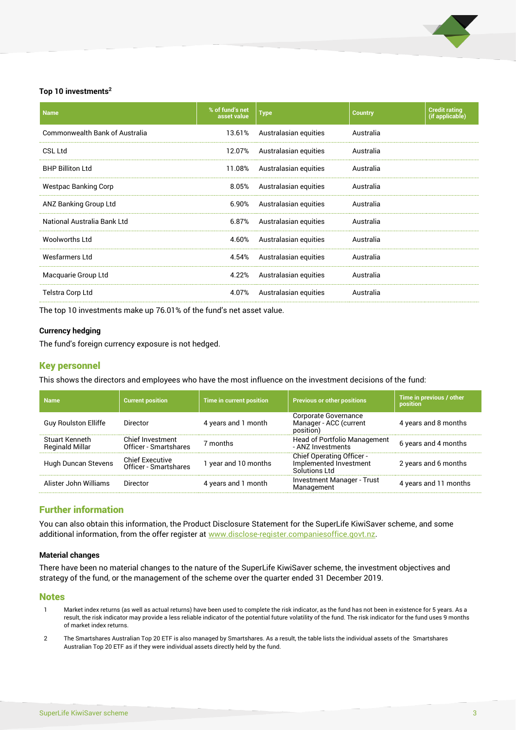### Top 10 investments[2]

| Name | % of fund's net asset value | Type | Country | Credit rating (if applicable) |
|---|---|---|---|---|
| Commonwealth Bank of Australia | 13.61% | Australasian equities | Australia | |
| CSL Ltd | 12.07% | Australasian equities | Australia | |
| BHP Billiton Ltd | 11.08% | Australasian equities | Australia | |
| Westpac Banking Corp | 8.05% | Australasian equities | Australia | |
| ANZ Banking Group Ltd | 6.90% | Australasian equities | Australia | |
| National Australia Bank Ltd | 6.87% | Australasian equities | Australia | |
| Woolworths Ltd | 4.60% | Australasian equities | Australia | |
| Wesfarmers Ltd | 4.54% | Australasian equities | Australia | |
| Macquarie Group Ltd | 4.22% | Australasian equities | Australia | |
| Telstra Corp Ltd | 4.07% | Australasian equities | Australia | |

The top 10 investments make up 76.01% of the fund's net asset value.

#### Currency hedging

The fund's foreign currency exposure is not hedged.

## Key personnel

This shows the directors and employees who have the most influence on the investment decisions of the fund:

| Name | Current position | Time in current position | Previous or other positions | Time in previous / other position |
|---|---|---|---|---|
| Guy Roulston Elliffe | Director | 4 years and 1 month | Corporate Governance Manager - ACC (current position) | 4 years and 8 months |
| Stuart Kenneth Reginald Millar | Chief Investment Officer - Smartshares | 7 months | Head of Portfolio Management - ANZ Investments | 6 years and 4 months |
| Hugh Duncan Stevens | Chief Executive Officer - Smartshares | 1 year and 10 months | Chief Operating Officer - Implemented Investment Solutions Ltd | 2 years and 6 months |
| Alister John Williams | Director | 4 years and 1 month | Investment Manager - Trust Management | 4 years and 11 months |

## Further information

You can also obtain this information, the Product Disclosure Statement for the SuperLife KiwiSaver scheme, and some additional information, from the offer register at www.disclose-register.companiesoffice.govt.nz.

#### Material changes

There have been no material changes to the nature of the SuperLife KiwiSaver scheme, the investment objectives and strategy of the fund, or the management of the scheme over the quarter ended 31 December 2019.

## Notes

1. Market index returns (as well as actual returns) have been used to complete the risk indicator, as the fund has not been in existence for 5 years. As a result, the risk indicator may provide a less reliable indicator of the potential future volatility of the fund. The risk indicator for the fund uses 9 months of market index returns.
2. The Smartshares Australian Top 20 ETF is also managed by Smartshares. As a result, the table lists the individual assets of the Smartshares Australian Top 20 ETF as if they were individual assets directly held by the fund.